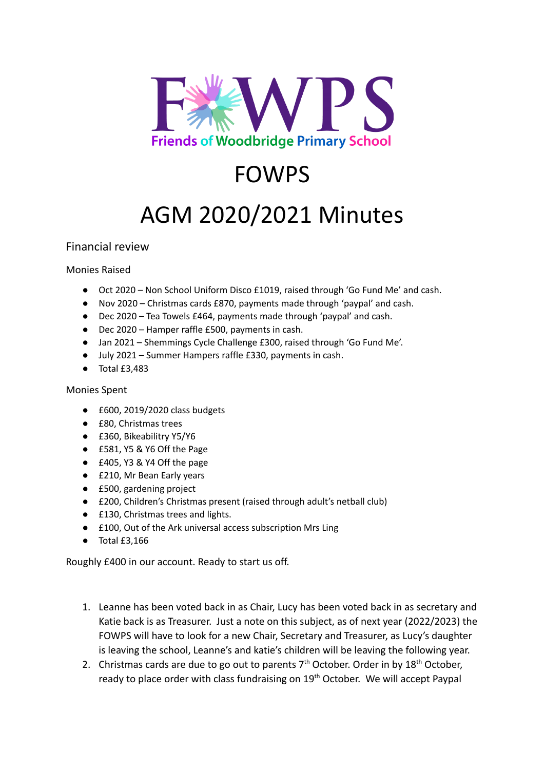FOWPS

Friends of Woodbridge Primary School

# FOWPS

# AGM 2020/2021 Minutes

## Financial review

Monies Raised

- Oct 2020 – Non School Uniform Disco £1019, raised through 'Go Fund Me' and cash.
- Nov 2020 – Christmas cards £870, payments made through 'paypal' and cash.
- Dec 2020 – Tea Towels £464, payments made through 'paypal' and cash.
- Dec 2020 – Hamper raffle £500, payments in cash.
- Jan 2021 – Shemmings Cycle Challenge £300, raised through 'Go Fund Me'.
- July 2021 – Summer Hampers raffle £330, payments in cash.
- Total £3,483

Monies Spent

- £600, 2019/2020 class budgets
- £80, Christmas trees
- £360, Bikeabilitry Y5/Y6
- £581, Y5 & Y6 Off the Page
- £405, Y3 & Y4 Off the page
- £210, Mr Bean Early years
- £500, gardening project
- £200, Children's Christmas present (raised through adult's netball club)
- £130, Christmas trees and lights.
- £100, Out of the Ark universal access subscription Mrs Ling
- Total £3,166

Roughly £400 in our account. Ready to start us off.

1. Leanne has been voted back in as Chair, Lucy has been voted back in as secretary and Katie back is as Treasurer. Just a note on this subject, as of next year (2022/2023) the FOWPS will have to look for a new Chair, Secretary and Treasurer, as Lucy's daughter is leaving the school, Leanne's and katie's children will be leaving the following year.
2. Christmas cards are due to go out to parents 7th October. Order in by 18th October, ready to place order with class fundraising on 19th October. We will accept Paypal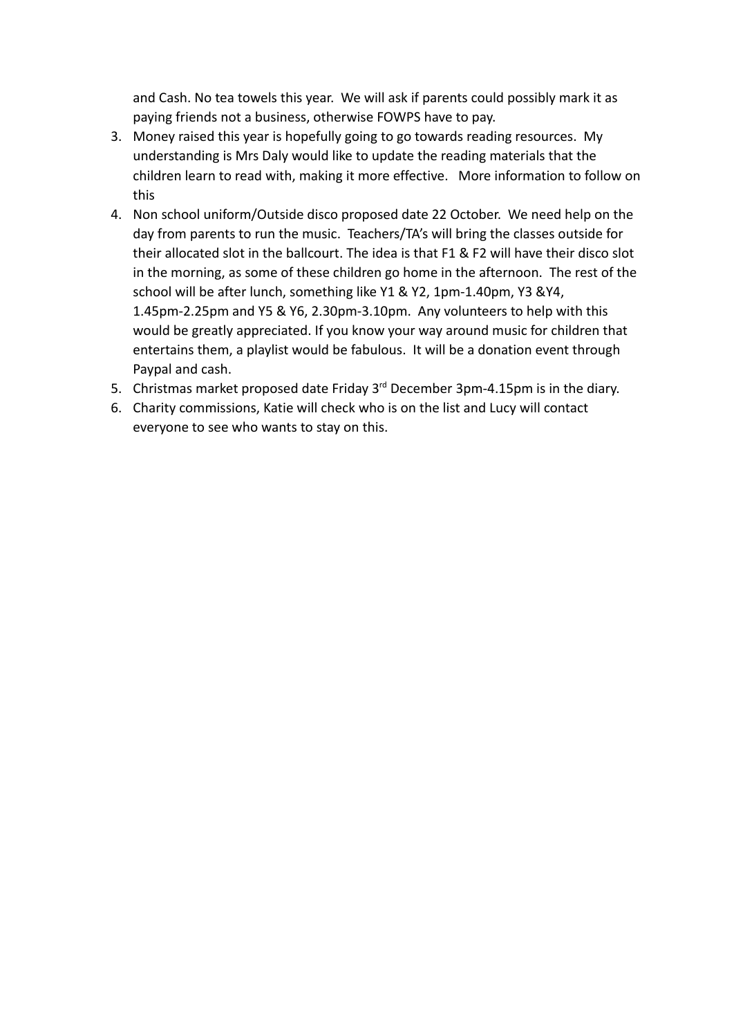and Cash. No tea towels this year. We will ask if parents could possibly mark it as paying friends not a business, otherwise FOWPS have to pay.

3. Money raised this year is hopefully going to go towards reading resources. My understanding is Mrs Daly would like to update the reading materials that the children learn to read with, making it more effective. More information to follow on this
4. Non school uniform/Outside disco proposed date 22 October. We need help on the day from parents to run the music. Teachers/TA's will bring the classes outside for their allocated slot in the ballcourt. The idea is that F1 & F2 will have their disco slot in the morning, as some of these children go home in the afternoon. The rest of the school will be after lunch, something like Y1 & Y2, 1pm-1.40pm, Y3 &Y4, 1.45pm-2.25pm and Y5 & Y6, 2.30pm-3.10pm. Any volunteers to help with this would be greatly appreciated. If you know your way around music for children that entertains them, a playlist would be fabulous. It will be a donation event through Paypal and cash.
5. Christmas market proposed date Friday 3rd December 3pm-4.15pm is in the diary.
6. Charity commissions, Katie will check who is on the list and Lucy will contact everyone to see who wants to stay on this.